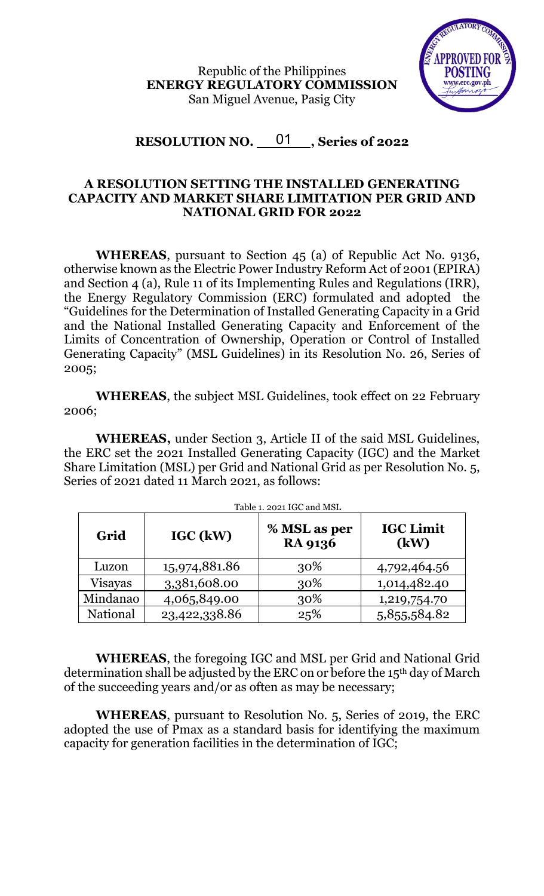Republic of the Philippines
**ENERGY REGULATORY COMMISSION**
San Miguel Avenue, Pasig City

## RESOLUTION NO. 01, Series of 2022

### A RESOLUTION SETTING THE INSTALLED GENERATING CAPACITY AND MARKET SHARE LIMITATION PER GRID AND NATIONAL GRID FOR 2022

**WHEREAS**, pursuant to Section 45 (a) of Republic Act No. 9136, otherwise known as the Electric Power Industry Reform Act of 2001 (EPIRA) and Section 4 (a), Rule 11 of its Implementing Rules and Regulations (IRR), the Energy Regulatory Commission (ERC) formulated and adopted the "Guidelines for the Determination of Installed Generating Capacity in a Grid and the National Installed Generating Capacity and Enforcement of the Limits of Concentration of Ownership, Operation or Control of Installed Generating Capacity" (MSL Guidelines) in its Resolution No. 26, Series of 2005;

**WHEREAS**, the subject MSL Guidelines, took effect on 22 February 2006;

**WHEREAS,** under Section 3, Article II of the said MSL Guidelines, the ERC set the 2021 Installed Generating Capacity (IGC) and the Market Share Limitation (MSL) per Grid and National Grid as per Resolution No. 5, Series of 2021 dated 11 March 2021, as follows:

Table 1. 2021 IGC and MSL

| Grid | IGC (kW) | % MSL as per RA 9136 | IGC Limit (kW) |
|---|---|---|---|
| Luzon | 15,974,881.86 | 30% | 4,792,464.56 |
| Visayas | 3,381,608.00 | 30% | 1,014,482.40 |
| Mindanao | 4,065,849.00 | 30% | 1,219,754.70 |
| National | 23,422,338.86 | 25% | 5,855,584.82 |

**WHEREAS**, the foregoing IGC and MSL per Grid and National Grid determination shall be adjusted by the ERC on or before the 15th day of March of the succeeding years and/or as often as may be necessary;

**WHEREAS**, pursuant to Resolution No. 5, Series of 2019, the ERC adopted the use of Pmax as a standard basis for identifying the maximum capacity for generation facilities in the determination of IGC;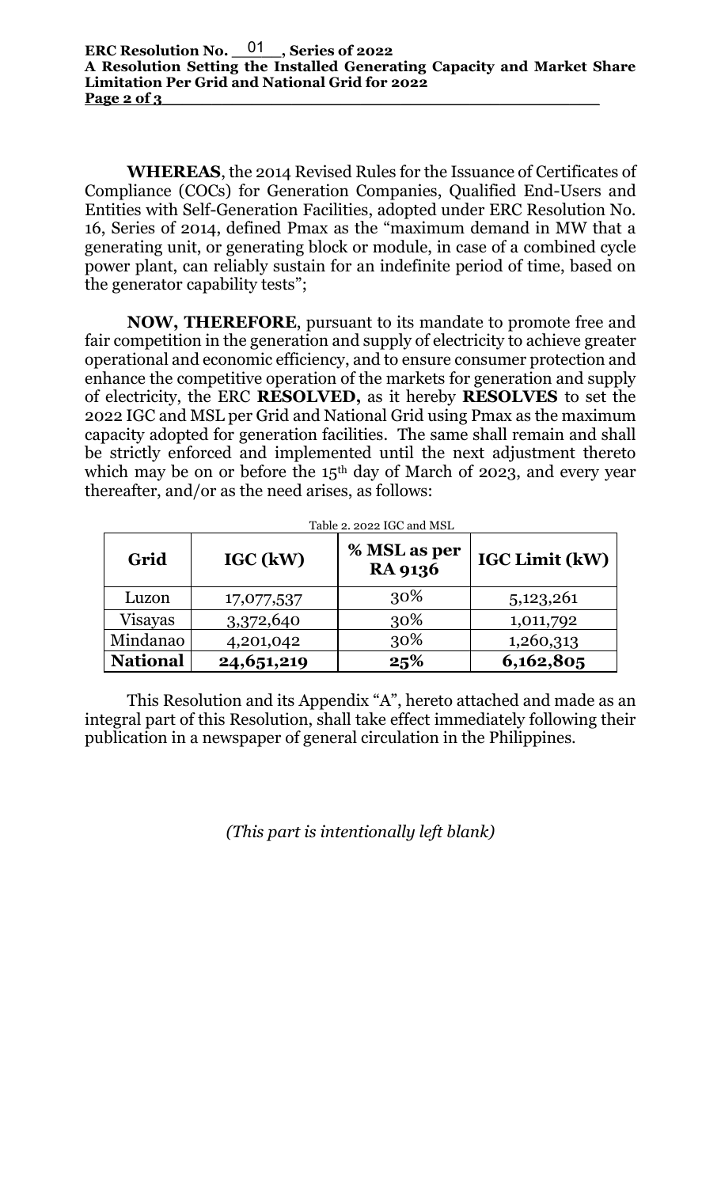**WHEREAS**, the 2014 Revised Rules for the Issuance of Certificates of Compliance (COCs) for Generation Companies, Qualified End-Users and Entities with Self-Generation Facilities, adopted under ERC Resolution No. 16, Series of 2014, defined Pmax as the "maximum demand in MW that a generating unit, or generating block or module, in case of a combined cycle power plant, can reliably sustain for an indefinite period of time, based on the generator capability tests";

**NOW, THEREFORE**, pursuant to its mandate to promote free and fair competition in the generation and supply of electricity to achieve greater operational and economic efficiency, and to ensure consumer protection and enhance the competitive operation of the markets for generation and supply of electricity, the ERC **RESOLVED,** as it hereby **RESOLVES** to set the 2022 IGC and MSL per Grid and National Grid using Pmax as the maximum capacity adopted for generation facilities. The same shall remain and shall be strictly enforced and implemented until the next adjustment thereto which may be on or before the 15th day of March of 2023, and every year thereafter, and/or as the need arises, as follows:

Table 2. 2022 IGC and MSL

| Grid | IGC (kW) | % MSL as per RA 9136 | IGC Limit (kW) |
|---|---|---|---|
| Luzon | 17,077,537 | 30% | 5,123,261 |
| Visayas | 3,372,640 | 30% | 1,011,792 |
| Mindanao | 4,201,042 | 30% | 1,260,313 |
| **National** | **24,651,219** | **25%** | **6,162,805** |

This Resolution and its Appendix "A", hereto attached and made as an integral part of this Resolution, shall take effect immediately following their publication in a newspaper of general circulation in the Philippines.

*(This part is intentionally left blank)*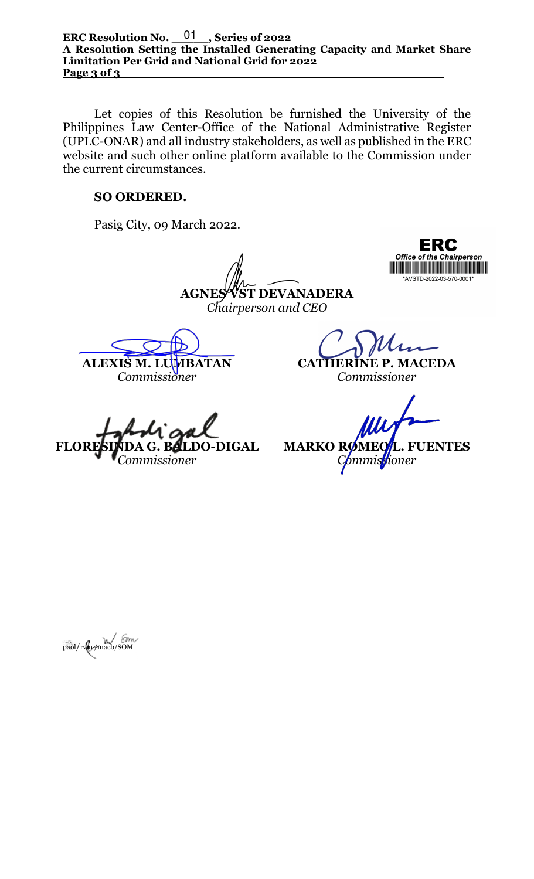Let copies of this Resolution be furnished the University of the Philippines Law Center-Office of the National Administrative Register (UPLC-ONAR) and all industry stakeholders, as well as published in the ERC website and such other online platform available to the Commission under the current circumstances.

**SO ORDERED.**

Pasig City, 09 March 2022.

ERC
*Office of the Chairperson*
*AVSTD-2022-03-570-0001*

**AGNES VST DEVANADERA**
*Chairperson and CEO*

**ALEXIS M. LUMBATAN**
*Commissioner*

**CATHERINE P. MACEDA**
*Commissioner*

**FLORESINDA G. BALDO-DIGAL**
*Commissioner*

**MARKO ROMEO L. FUENTES**
*Commissioner*

paol/rvbp/macb/SOM